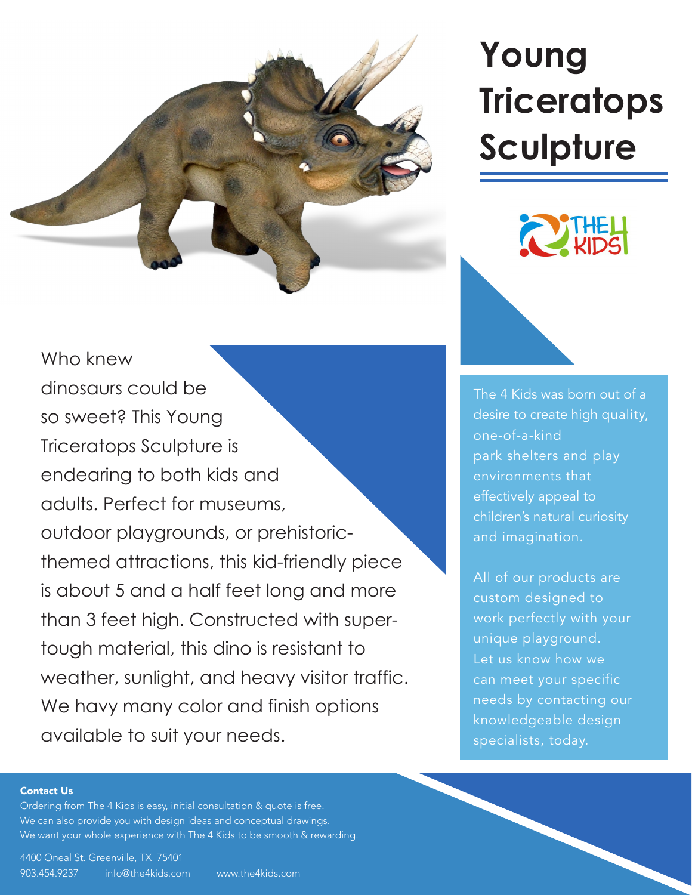# Young Triceratops Sculpture

Who knew dinosaurs could be so sweet? This Young Triceratops Sculpture is endearing to both kids and adults. Perfect for museums, outdoor playgrounds, or prehistoric-themed attractions, this kid-friendly piece is about 5 and a half feet long and more than 3 feet high. Constructed with super-tough material, this dino is resistant to weather, sunlight, and heavy visitor traffic. We havy many color and finish options available to suit your needs.

The 4 Kids was born out of a desire to create high quality, one-of-a-kind park shelters and play environments that effectively appeal to children's natural curiosity and imagination.

All of our products are custom designed to work perfectly with your unique playground. Let us know how we can meet your specific needs by contacting our knowledgeable design specialists, today.

**Contact Us**

Ordering from The 4 Kids is easy, initial consultation & quote is free.
We can also provide you with design ideas and conceptual drawings.
We want your whole experience with The 4 Kids to be smooth & rewarding.

4400 Oneal St. Greenville, TX 75401
903.454.9237 info@the4kids.com www.the4kids.com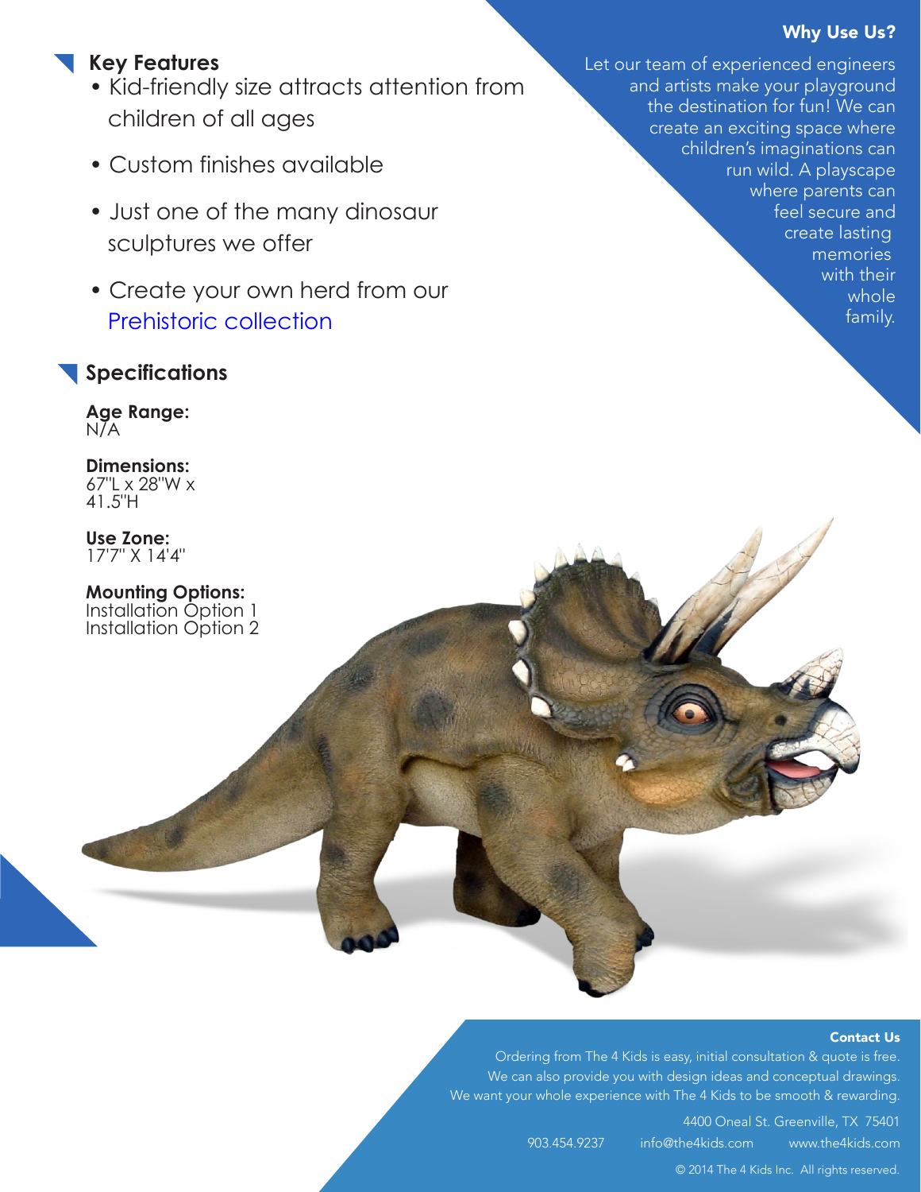## Key Features

- Kid-friendly size attracts attention from children of all ages
- Custom finishes available
- Just one of the many dinosaur sculptures we offer
- Create your own herd from our Prehistoric collection

## Specifications

**Age Range:**
N/A

**Dimensions:**
67"L x 28"W x 41.5"H

**Use Zone:**
17'7" X 14'4"

**Mounting Options:**
Installation Option 1
Installation Option 2

## Why Use Us?

Let our team of experienced engineers and artists make your playground the destination for fun! We can create an exciting space where children's imaginations can run wild. A playscape where parents can feel secure and create lasting memories with their whole family.

## Contact Us

Ordering from The 4 Kids is easy, initial consultation & quote is free.
We can also provide you with design ideas and conceptual drawings.
We want your whole experience with The 4 Kids to be smooth & rewarding.

4400 Oneal St. Greenville, TX 75401

903.454.9237 info@the4kids.com www.the4kids.com

© 2014 The 4 Kids Inc. All rights reserved.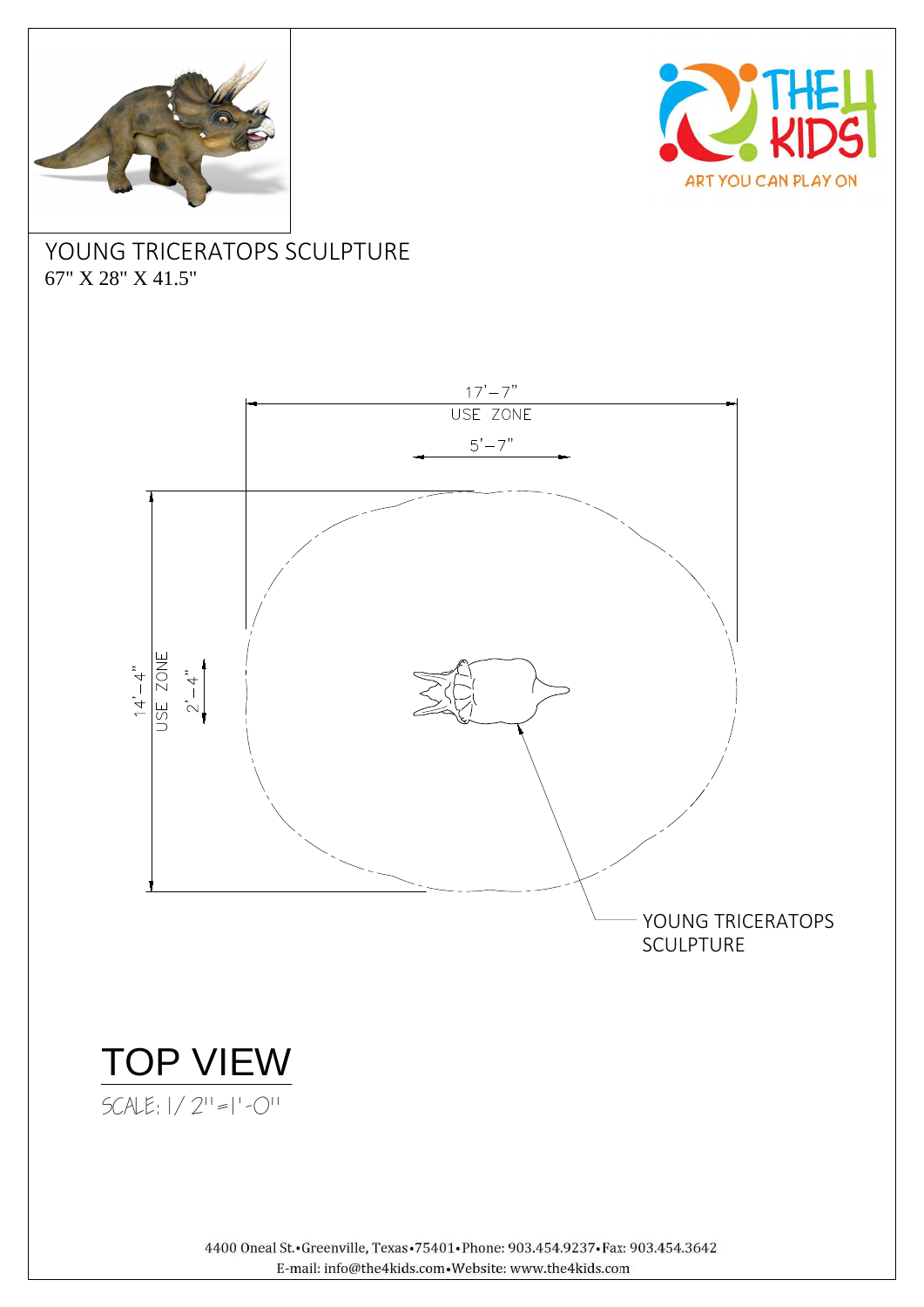# YOUNG TRICERATOPS SCULPTURE

67" X 28" X 41.5"

17'–7"
USE ZONE
5'–7"

14'–4"
USE ZONE
2'–4"

YOUNG TRICERATOPS SCULPTURE

## TOP VIEW

SCALE: 1/2"=1'-0"

4400 Oneal St.•Greenville, Texas•75401•Phone: 903.454.9237•Fax: 903.454.3642
E-mail: info@the4kids.com•Website: www.the4kids.com